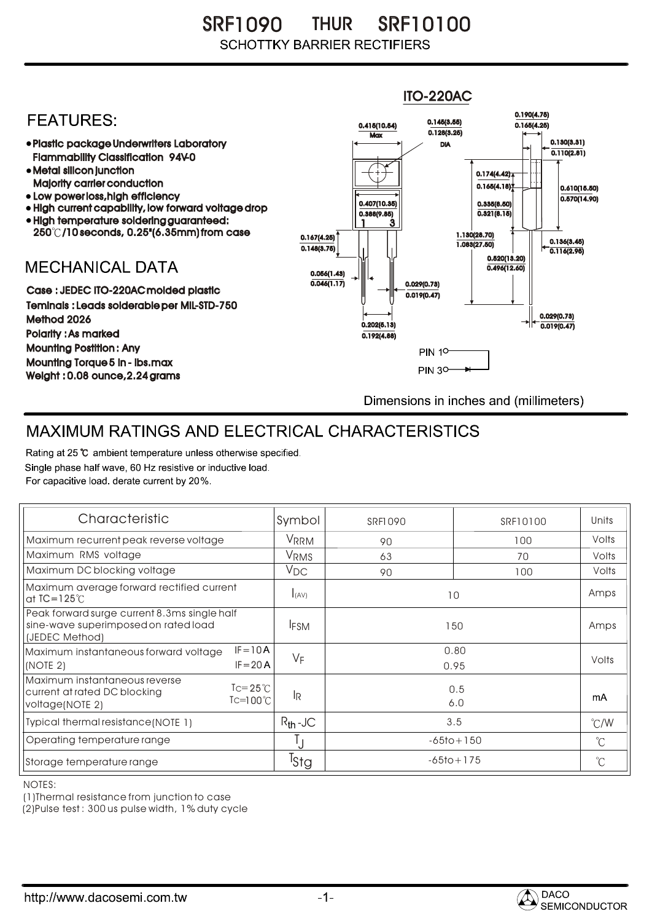# SRF1090 THUR SRF10100

SCHOTTKY BARRIER RECTIFIERS

## FEATURES:

- Plastic package Underwriters Laboratory Flammability Classification 94V-0
- Metal silicon junction Majority carrier conduction
- Low power loss, high efficiency
- High current capability, low forward voltage drop
- High temperature soldering guaranteed: 250℃/10 seconds, 0.25"(6.35mm) from case

## MECHANICAL DATA

Case : JEDEC ITO-220AC molded plastic
Teminals : Leads solderable per MIL-STD-750 Method 2026
Polarity : As marked
Mounting Postition : Any
Mounting Torque 5 in - lbs.max
Weight : 0.08 ounce, 2.24 grams

ITO-220AC

0.415(10.54) Max
0.145(3.55) 0.128(3.25) DIA
0.190(4.75) 0.165(4.25)
0.130(3.31) 0.110(2.81)
0.174(4.42) 0.165(4.18)
0.610(15.50) 0.570(14.90)
0.407(10.35) 0.388(9.85)
0.335(8.50) 0.321(8.15)
1.130(28.70) 1.083(27.50)
0.167(4.25) 0.148(3.75)
0.136(3.45) 0.116(2.95)
0.520(13.20) 0.495(12.50)
0.056(1.43) 0.046(1.17)
0.029(0.73) 0.019(0.47)
0.202(5.13) 0.192(4.88)
0.029(0.73) 0.019(0.47)

PIN 1
PIN 3

Dimensions in inches and (millimeters)

## MAXIMUM RATINGS AND ELECTRICAL CHARACTERISTICS

Rating at 25 ℃ ambient temperature unless otherwise specified.
Single phase half wave, 60 Hz resistive or inductive load.
For capacitive load. derate current by 20%.

| Characteristic | | Symbol | SRF1090 | SRF10100 | Units |
|---|---|---|---|---|---|
| Maximum recurrent peak reverse voltage | | $V_{RRM}$ | 90 | 100 | Volts |
| Maximum RMS voltage | | $V_{RMS}$ | 63 | 70 | Volts |
| Maximum DC blocking voltage | | $V_{DC}$ | 90 | 100 | Volts |
| Maximum average forward rectified current at TC=125℃ | | $I_{(AV)}$ | 10 | | Amps |
| Peak forward surge current 8.3ms single half sine-wave superimposed on rated load (JEDEC Method) | | $I_{FSM}$ | 150 | | Amps |
| Maximum instantaneous forward voltage (NOTE 2) | IF=10A | $V_F$ | 0.80 | | Volts |
| | IF=20A | | 0.95 | | |
| Maximum instantaneous reverse current at rated DC blocking voltage(NOTE 2) | Tc=25℃ | $I_R$ | 0.5 | | mA |
| | Tc=100℃ | | 6.0 | | |
| Typical thermal resistance(NOTE 1) | | $R_{th}$-JC | 3.5 | | ℃/W |
| Operating temperature range | | $T_J$ | -65to+150 | | ℃ |
| Storage temperature range | | $T_{Stg}$ | -65to+175 | | ℃ |

NOTES:
(1)Thermal resistance from junction to case
(2)Pulse test : 300 us pulse width, 1% duty cycle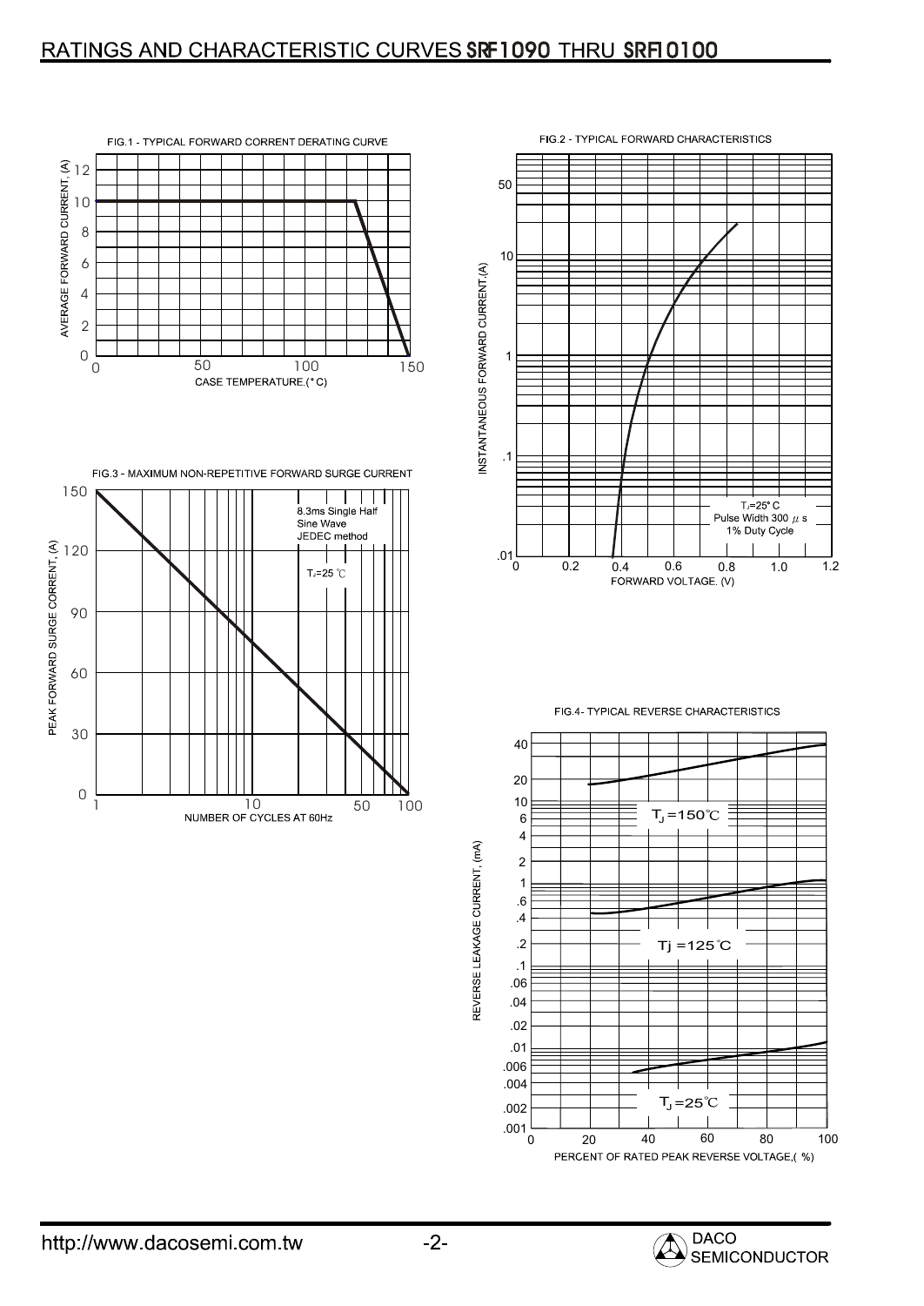# RATINGS AND CHARACTERISTIC CURVES SRF1090 THRU SRF10100

FIG.1 - TYPICAL FORWARD CORRENT DERATING CURVE

AVERAGE FORWARD CURRENT, (A)

12
10
8
6
4
2
0

0 50 100 150

CASE TEMPERATURE.(°C)

FIG.2 - TYPICAL FORWARD CHARACTERISTICS

INSTANTANEOUS FORWARD CURRENT,(A)

50
10
1
.1
.01

0 0.2 0.4 0.6 0.8 1.0 1.2

FORWARD VOLTAGE. (V)

$T_J$=25°C
Pulse Width 300 $\mu$s
1% Duty Cycle

FIG.3 - MAXIMUM NON-REPETITIVE FORWARD SURGE CURRENT

PEAK FORWARD SURGE CORRENT, (A)

150
120
90
60
30
0

1 10 50 100

NUMBER OF CYCLES AT 60Hz

8.3ms Single Half
Sine Wave
JEDEC method

$T_J$=25 ℃

FIG.4- TYPICAL REVERSE CHARACTERISTICS

REVERSE LEAKAGE CURRENT, (mA)

40
20
10
6
4
2
1
.6
.4
.2
.1
.06
.04
.02
.01
.006
.004
.002
.001

0 20 40 60 80 100

PERCENT OF RATED PEAK REVERSE VOLTAGE,( %)

$T_J$=150℃

Tj =125℃

$T_J$=25℃

http://www.dacosemi.com.tw

DACO SEMICONDUCTOR